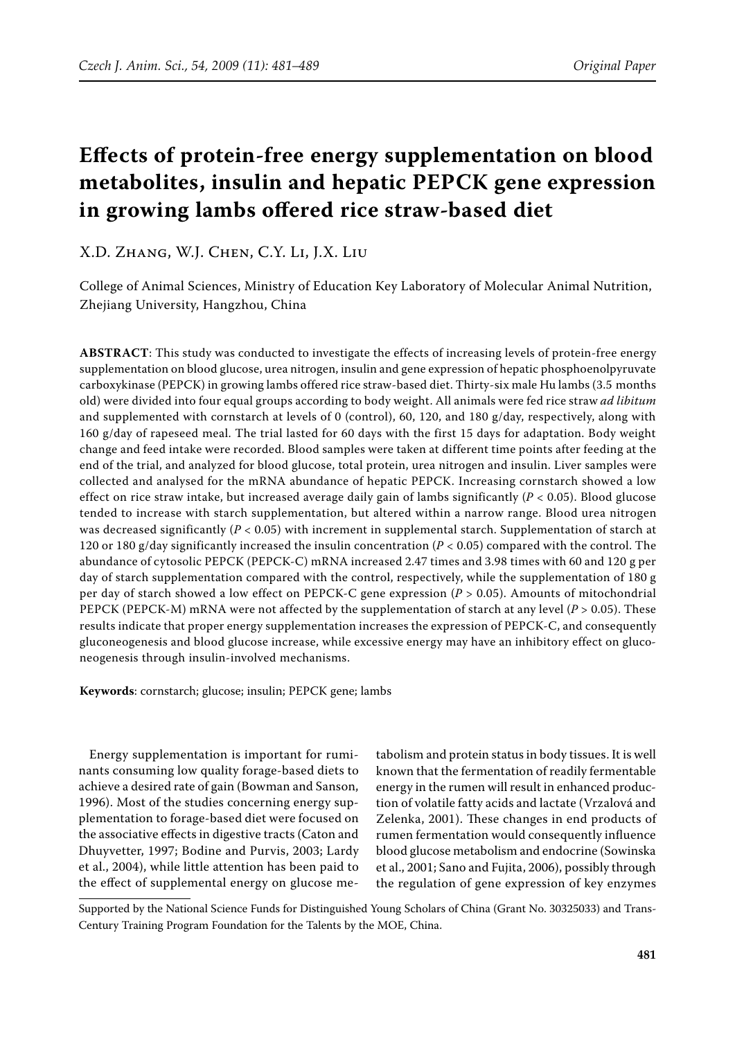# Effects of protein-free energy supplementation on blood metabolites, insulin and hepatic PEPCK gene expression in growing lambs offered rice straw-based diet

X.D. Zhang, W.J. Chen, C.Y. Li, J.X. Liu

College of Animal Sciences, Ministry of Education Key Laboratory of Molecular Animal Nutrition, Zhejiang University, Hangzhou, China

**ABSTRACT**: This study was conducted to investigate the effects of increasing levels of protein-free energy supplementation on blood glucose, urea nitrogen, insulin and gene expression of hepatic phosphoenolpyruvate carboxykinase (PEPCK) in growing lambs offered rice straw-based diet. Thirty-six male Hu lambs (3.5 months old) were divided into four equal groups according to body weight. All animals were fed rice straw *ad libitum* and supplemented with cornstarch at levels of 0 (control), 60, 120, and 180 g/day, respectively, along with 160 g/day of rapeseed meal. The trial lasted for 60 days with the first 15 days for adaptation. Body weight change and feed intake were recorded. Blood samples were taken at different time points after feeding at the end of the trial, and analyzed for blood glucose, total protein, urea nitrogen and insulin. Liver samples were collected and analysed for the mRNA abundance of hepatic PEPCK. Increasing cornstarch showed a low effect on rice straw intake, but increased average daily gain of lambs significantly ($P < 0.05$). Blood glucose tended to increase with starch supplementation, but altered within a narrow range. Blood urea nitrogen was decreased significantly ($P < 0.05$) with increment in supplemental starch. Supplementation of starch at 120 or 180 g/day significantly increased the insulin concentration ($P < 0.05$) compared with the control. The abundance of cytosolic PEPCK (PEPCK-C) mRNA increased 2.47 times and 3.98 times with 60 and 120 g per day of starch supplementation compared with the control, respectively, while the supplementation of 180 g per day of starch showed a low effect on PEPCK-C gene expression ($P > 0.05$). Amounts of mitochondrial PEPCK (PEPCK-M) mRNA were not affected by the supplementation of starch at any level ($P > 0.05$). These results indicate that proper energy supplementation increases the expression of PEPCK-C, and consequently gluconeogenesis and blood glucose increase, while excessive energy may have an inhibitory effect on gluconeogenesis through insulin-involved mechanisms.

**Keywords**: cornstarch; glucose; insulin; PEPCK gene; lambs

Energy supplementation is important for ruminants consuming low quality forage-based diets to achieve a desired rate of gain (Bowman and Sanson, 1996). Most of the studies concerning energy supplementation to forage-based diet were focused on the associative effects in digestive tracts (Caton and Dhuyvetter, 1997; Bodine and Purvis, 2003; Lardy et al., 2004), while little attention has been paid to the effect of supplemental energy on glucose metabolism and protein status in body tissues. It is well known that the fermentation of readily fermentable energy in the rumen will result in enhanced production of volatile fatty acids and lactate (Vrzalová and Zelenka, 2001). These changes in end products of rumen fermentation would consequently influence blood glucose metabolism and endocrine (Sowinska et al., 2001; Sano and Fujita, 2006), possibly through the regulation of gene expression of key enzymes

Supported by the National Science Funds for Distinguished Young Scholars of China (Grant No. 30325033) and Trans-Century Training Program Foundation for the Talents by the MOE, China.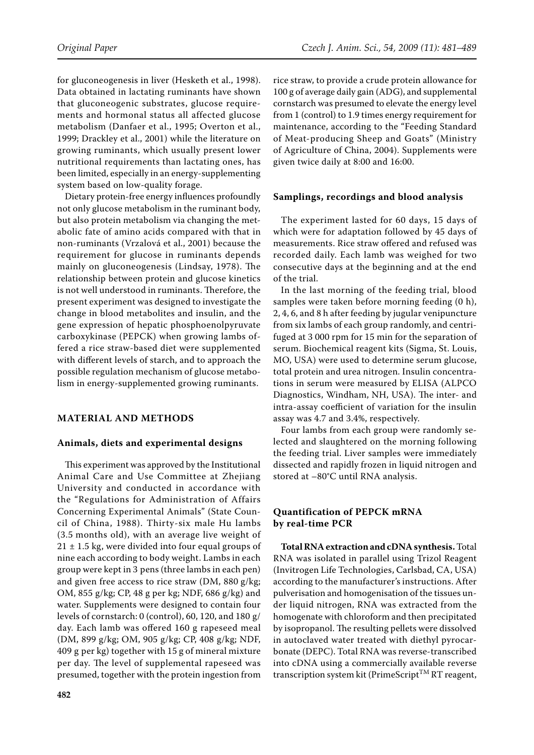for gluconeogenesis in liver (Hesketh et al., 1998). Data obtained in lactating ruminants have shown that gluconeogenic substrates, glucose requirements and hormonal status all affected glucose metabolism (Danfaer et al., 1995; Overton et al., 1999; Drackley et al., 2001) while the literature on growing ruminants, which usually present lower nutritional requirements than lactating ones, has been limited, especially in an energy-supplementing system based on low-quality forage.

Dietary protein-free energy influences profoundly not only glucose metabolism in the ruminant body, but also protein metabolism via changing the metabolic fate of amino acids compared with that in non-ruminants (Vrzalová et al., 2001) because the requirement for glucose in ruminants depends mainly on gluconeogenesis (Lindsay, 1978). The relationship between protein and glucose kinetics is not well understood in ruminants. Therefore, the present experiment was designed to investigate the change in blood metabolites and insulin, and the gene expression of hepatic phosphoenolpyruvate carboxykinase (PEPCK) when growing lambs offered a rice straw-based diet were supplemented with different levels of starch, and to approach the possible regulation mechanism of glucose metabolism in energy-supplemented growing ruminants.

## MATERIAL AND METHODS

### Animals, diets and experimental designs

This experiment was approved by the Institutional Animal Care and Use Committee at Zhejiang University and conducted in accordance with the "Regulations for Administration of Affairs Concerning Experimental Animals" (State Council of China, 1988). Thirty-six male Hu lambs (3.5 months old), with an average live weight of $21 \pm 1.5$ kg, were divided into four equal groups of nine each according to body weight. Lambs in each group were kept in 3 pens (three lambs in each pen) and given free access to rice straw (DM, 880 g/kg; OM, 855 g/kg; CP, 48 g per kg; NDF, 686 g/kg) and water. Supplements were designed to contain four levels of cornstarch: 0 (control), 60, 120, and 180 g/day. Each lamb was offered 160 g rapeseed meal (DM, 899 g/kg; OM, 905 g/kg; CP, 408 g/kg; NDF, 409 g per kg) together with 15 g of mineral mixture per day. The level of supplemental rapeseed was presumed, together with the protein ingestion from rice straw, to provide a crude protein allowance for 100 g of average daily gain (ADG), and supplemental cornstarch was presumed to elevate the energy level from 1 (control) to 1.9 times energy requirement for maintenance, according to the "Feeding Standard of Meat-producing Sheep and Goats" (Ministry of Agriculture of China, 2004). Supplements were given twice daily at 8:00 and 16:00.

### Samplings, recordings and blood analysis

The experiment lasted for 60 days, 15 days of which were for adaptation followed by 45 days of measurements. Rice straw offered and refused was recorded daily. Each lamb was weighed for two consecutive days at the beginning and at the end of the trial.

In the last morning of the feeding trial, blood samples were taken before morning feeding (0 h), 2, 4, 6, and 8 h after feeding by jugular venipuncture from six lambs of each group randomly, and centrifuged at 3 000 rpm for 15 min for the separation of serum. Biochemical reagent kits (Sigma, St. Louis, MO, USA) were used to determine serum glucose, total protein and urea nitrogen. Insulin concentrations in serum were measured by ELISA (ALPCO Diagnostics, Windham, NH, USA). The inter- and intra-assay coefficient of variation for the insulin assay was 4.7 and 3.4%, respectively.

Four lambs from each group were randomly selected and slaughtered on the morning following the feeding trial. Liver samples were immediately dissected and rapidly frozen in liquid nitrogen and stored at −80°C until RNA analysis.

### Quantification of PEPCK mRNA by real-time PCR

**Total RNA extraction and cDNA synthesis.** Total RNA was isolated in parallel using Trizol Reagent (Invitrogen Life Technologies, Carlsbad, CA, USA) according to the manufacturer's instructions. After pulverisation and homogenisation of the tissues under liquid nitrogen, RNA was extracted from the homogenate with chloroform and then precipitated by isopropanol. The resulting pellets were dissolved in autoclaved water treated with diethyl pyrocarbonate (DEPC). Total RNA was reverse-transcribed into cDNA using a commercially available reverse transcription system kit (PrimeScript™ RT reagent,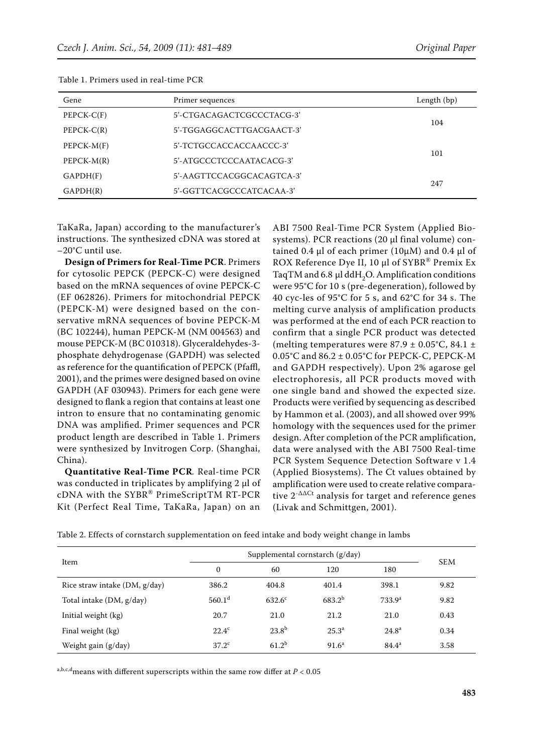Table 1. Primers used in real-time PCR

| Gene | Primer sequences | Length (bp) |
|---|---|---|
| PEPCK-C(F) | 5'-CTGACAGACTCGCCCTACG-3' | 104 |
| PEPCK-C(R) | 5'-TGGAGGCACTTGACGAACT-3' | |
| PEPCK-M(F) | 5'-TCTGCCACCACCAACCC-3' | 101 |
| PEPCK-M(R) | 5'-ATGCCCTCCCAATACACG-3' | |
| GAPDH(F) | 5'-AAGTTCCACGGCACAGTCA-3' | 247 |
| GAPDH(R) | 5'-GGTTCACGCCCATCACAA-3' | |

TaKaRa, Japan) according to the manufacturer's instructions. The synthesized cDNA was stored at −20°C until use.

**Design of Primers for Real-Time PCR**. Primers for cytosolic PEPCK (PEPCK-C) were designed based on the mRNA sequences of ovine PEPCK-C (EF 062826). Primers for mitochondrial PEPCK (PEPCK-M) were designed based on the conservative mRNA sequences of bovine PEPCK-M (BC 102244), human PEPCK-M (NM 004563) and mouse PEPCK-M (BC 010318). Glyceraldehydes-3-phosphate dehydrogenase (GAPDH) was selected as reference for the quantification of PEPCK (Pfaffl, 2001), and the primes were designed based on ovine GAPDH (AF 030943). Primers for each gene were designed to flank a region that contains at least one intron to ensure that no contaminating genomic DNA was amplified. Primer sequences and PCR product length are described in Table 1. Primers were synthesized by Invitrogen Corp. (Shanghai, China).

**Quantitative Real-Time PCR***.* Real-time PCR was conducted in triplicates by amplifying 2 μl of cDNA with the SYBR® PrimeScriptTM RT-PCR Kit (Perfect Real Time, TaKaRa, Japan) on an ABI 7500 Real-Time PCR System (Applied Biosystems). PCR reactions (20 μl final volume) contained 0.4 μl of each primer (10μM) and 0.4 μl of ROX Reference Dye II, 10 μl of SYBR® Premix Ex TaqTM and 6.8 μl dd$H_2O$. Amplification conditions were 95°C for 10 s (pre-degeneration), followed by 40 cyc-les of 95°C for 5 s, and 62°C for 34 s. The melting curve analysis of amplification products was performed at the end of each PCR reaction to confirm that a single PCR product was detected (melting temperatures were 87.9 ± 0.05°C, 84.1 ± 0.05°C and 86.2 ± 0.05°C for PEPCK-C, PEPCK-M and GAPDH respectively). Upon 2% agarose gel electrophoresis, all PCR products moved with one single band and showed the expected size. Products were verified by sequencing as described by Hammon et al. (2003), and all showed over 99% homology with the sequences used for the primer design. After completion of the PCR amplification, data were analysed with the ABI 7500 Real-time PCR System Sequence Detection Software v 1.4 (Applied Biosystems). The Ct values obtained by amplification were used to create relative comparative $2^{-\Delta\Delta Ct}$ analysis for target and reference genes (Livak and Schmittgen, 2001).

Table 2. Effects of cornstarch supplementation on feed intake and body weight change in lambs

| Item | Supplemental cornstarch (g/day) | | | | SEM |
|---|---|---|---|---|---|
| | 0 | 60 | 120 | 180 | |
| Rice straw intake (DM, g/day) | 386.2 | 404.8 | 401.4 | 398.1 | 9.82 |
| Total intake (DM, g/day) | $560.1^{d}$ | $632.6^{c}$ | $683.2^{b}$ | $733.9^{a}$ | 9.82 |
| Initial weight (kg) | 20.7 | 21.0 | 21.2 | 21.0 | 0.43 |
| Final weight (kg) | $22.4^{c}$ | $23.8^{b}$ | $25.3^{a}$ | $24.8^{a}$ | 0.34 |
| Weight gain (g/day) | $37.2^{c}$ | $61.2^{b}$ | $91.6^{a}$ | $84.4^{a}$ | 3.58 |

$^{a,b,c,d}$means with different superscripts within the same row differ at $P < 0.05$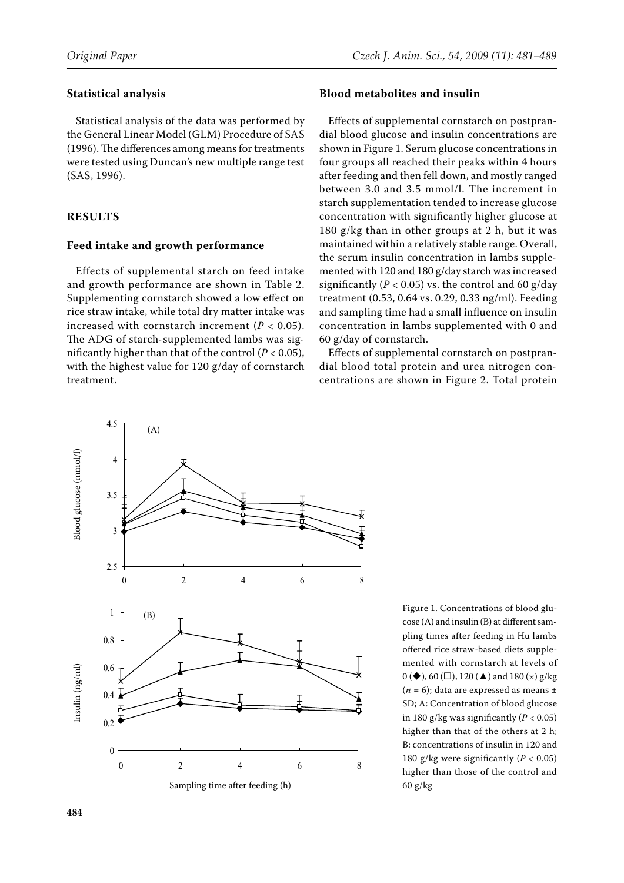### Statistical analysis

Statistical analysis of the data was performed by the General Linear Model (GLM) Procedure of SAS (1996). The differences among means for treatments were tested using Duncan's new multiple range test (SAS, 1996).

## RESULTS

### Feed intake and growth performance

Effects of supplemental starch on feed intake and growth performance are shown in Table 2. Supplementing cornstarch showed a low effect on rice straw intake, while total dry matter intake was increased with cornstarch increment ($P < 0.05$). The ADG of starch-supplemented lambs was significantly higher than that of the control ($P < 0.05$), with the highest value for 120 g/day of cornstarch treatment.

### Blood metabolites and insulin

Effects of supplemental cornstarch on postprandial blood glucose and insulin concentrations are shown in Figure 1. Serum glucose concentrations in four groups all reached their peaks within 4 hours after feeding and then fell down, and mostly ranged between 3.0 and 3.5 mmol/l. The increment in starch supplementation tended to increase glucose concentration with significantly higher glucose at 180 g/kg than in other groups at 2 h, but it was maintained within a relatively stable range. Overall, the serum insulin concentration in lambs supplemented with 120 and 180 g/day starch was increased significantly ($P < 0.05$) vs. the control and 60 g/day treatment (0.53, 0.64 vs. 0.29, 0.33 ng/ml). Feeding and sampling time had a small influence on insulin concentration in lambs supplemented with 0 and 60 g/day of cornstarch.

Effects of supplemental cornstarch on postprandial blood total protein and urea nitrogen concentrations are shown in Figure 2. Total protein

Figure 1. Concentrations of blood glucose (A) and insulin (B) at different sampling times after feeding in Hu lambs offered rice straw-based diets supplemented with cornstarch at levels of 0 (◆), 60 (□), 120 (▲) and 180 (×) g/kg ($n = 6$); data are expressed as means ± SD; A: Concentration of blood glucose in 180 g/kg was significantly ($P < 0.05$) higher than that of the others at 2 h; B: concentrations of insulin in 120 and 180 g/kg were significantly ($P < 0.05$) higher than those of the control and 60 g/kg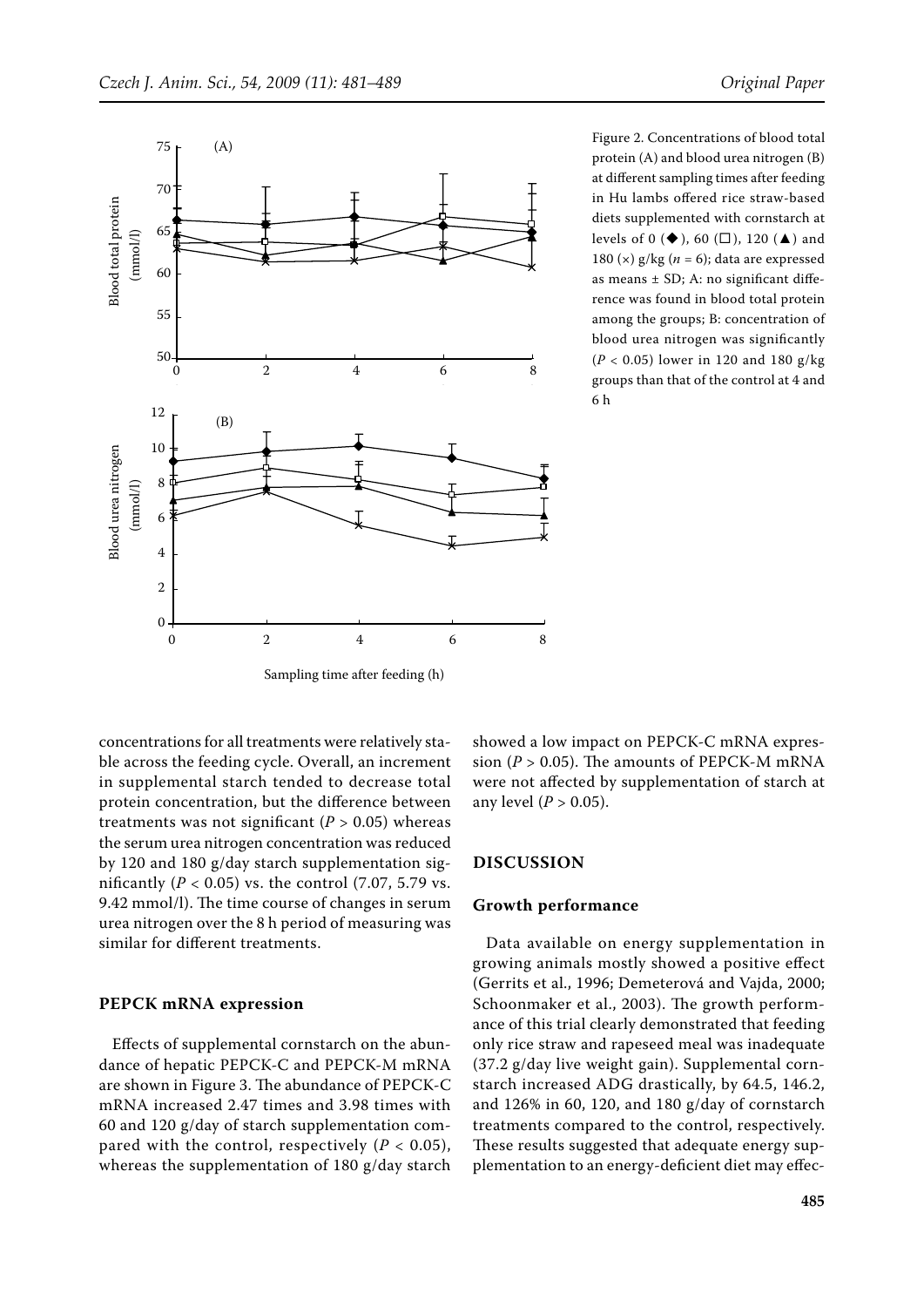Figure 2. Concentrations of blood total protein (A) and blood urea nitrogen (B) at different sampling times after feeding in Hu lambs offered rice straw-based diets supplemented with cornstarch at levels of 0 (◆), 60 (□), 120 (▲) and 180 (×) g/kg ($n = 6$); data are expressed as means ± SD; A: no significant difference was found in blood total protein among the groups; B: concentration of blood urea nitrogen was significantly ($P < 0.05$) lower in 120 and 180 g/kg groups than that of the control at 4 and 6 h

concentrations for all treatments were relatively stable across the feeding cycle. Overall, an increment in supplemental starch tended to decrease total protein concentration, but the difference between treatments was not significant ($P > 0.05$) whereas the serum urea nitrogen concentration was reduced by 120 and 180 g/day starch supplementation significantly ($P < 0.05$) vs. the control (7.07, 5.79 vs. 9.42 mmol/l). The time course of changes in serum urea nitrogen over the 8 h period of measuring was similar for different treatments.

### PEPCK mRNA expression

Effects of supplemental cornstarch on the abundance of hepatic PEPCK-C and PEPCK-M mRNA are shown in Figure 3. The abundance of PEPCK-C mRNA increased 2.47 times and 3.98 times with 60 and 120 g/day of starch supplementation compared with the control, respectively ($P < 0.05$), whereas the supplementation of 180 g/day starch showed a low impact on PEPCK-C mRNA expression ($P > 0.05$). The amounts of PEPCK-M mRNA were not affected by supplementation of starch at any level ($P > 0.05$).

## DISCUSSION

### Growth performance

Data available on energy supplementation in growing animals mostly showed a positive effect (Gerrits et al., 1996; Demeterová and Vajda, 2000; Schoonmaker et al., 2003). The growth performance of this trial clearly demonstrated that feeding only rice straw and rapeseed meal was inadequate (37.2 g/day live weight gain). Supplemental cornstarch increased ADG drastically, by 64.5, 146.2, and 126% in 60, 120, and 180 g/day of cornstarch treatments compared to the control, respectively. These results suggested that adequate energy supplementation to an energy-deficient diet may effec-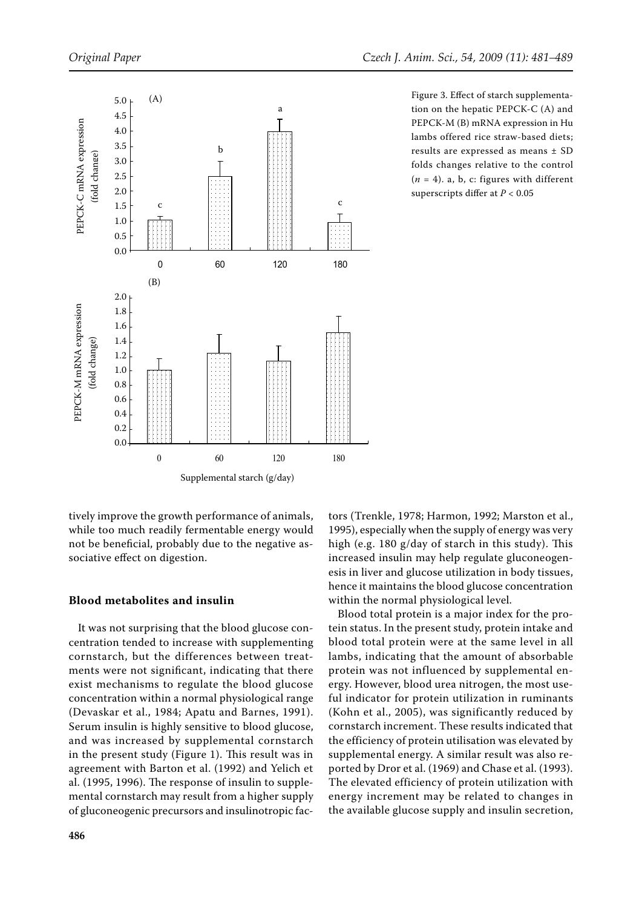Figure 3. Effect of starch supplementation on the hepatic PEPCK-C (A) and PEPCK-M (B) mRNA expression in Hu lambs offered rice straw-based diets; results are expressed as means ± SD folds changes relative to the control ($n$ = 4). a, b, c: figures with different superscripts differ at $P < 0.05$

tively improve the growth performance of animals, while too much readily fermentable energy would not be beneficial, probably due to the negative associative effect on digestion.

### Blood metabolites and insulin

It was not surprising that the blood glucose concentration tended to increase with supplementing cornstarch, but the differences between treatments were not significant, indicating that there exist mechanisms to regulate the blood glucose concentration within a normal physiological range (Devaskar et al., 1984; Apatu and Barnes, 1991). Serum insulin is highly sensitive to blood glucose, and was increased by supplemental cornstarch in the present study (Figure 1). This result was in agreement with Barton et al. (1992) and Yelich et al. (1995, 1996). The response of insulin to supplemental cornstarch may result from a higher supply of gluconeogenic precursors and insulinotropic factors (Trenkle, 1978; Harmon, 1992; Marston et al., 1995), especially when the supply of energy was very high (e.g. 180 g/day of starch in this study). This increased insulin may help regulate gluconeogenesis in liver and glucose utilization in body tissues, hence it maintains the blood glucose concentration within the normal physiological level.

Blood total protein is a major index for the protein status. In the present study, protein intake and blood total protein were at the same level in all lambs, indicating that the amount of absorbable protein was not influenced by supplemental energy. However, blood urea nitrogen, the most useful indicator for protein utilization in ruminants (Kohn et al., 2005), was significantly reduced by cornstarch increment. These results indicated that the efficiency of protein utilisation was elevated by supplemental energy. A similar result was also reported by Dror et al. (1969) and Chase et al. (1993). The elevated efficiency of protein utilization with energy increment may be related to changes in the available glucose supply and insulin secretion,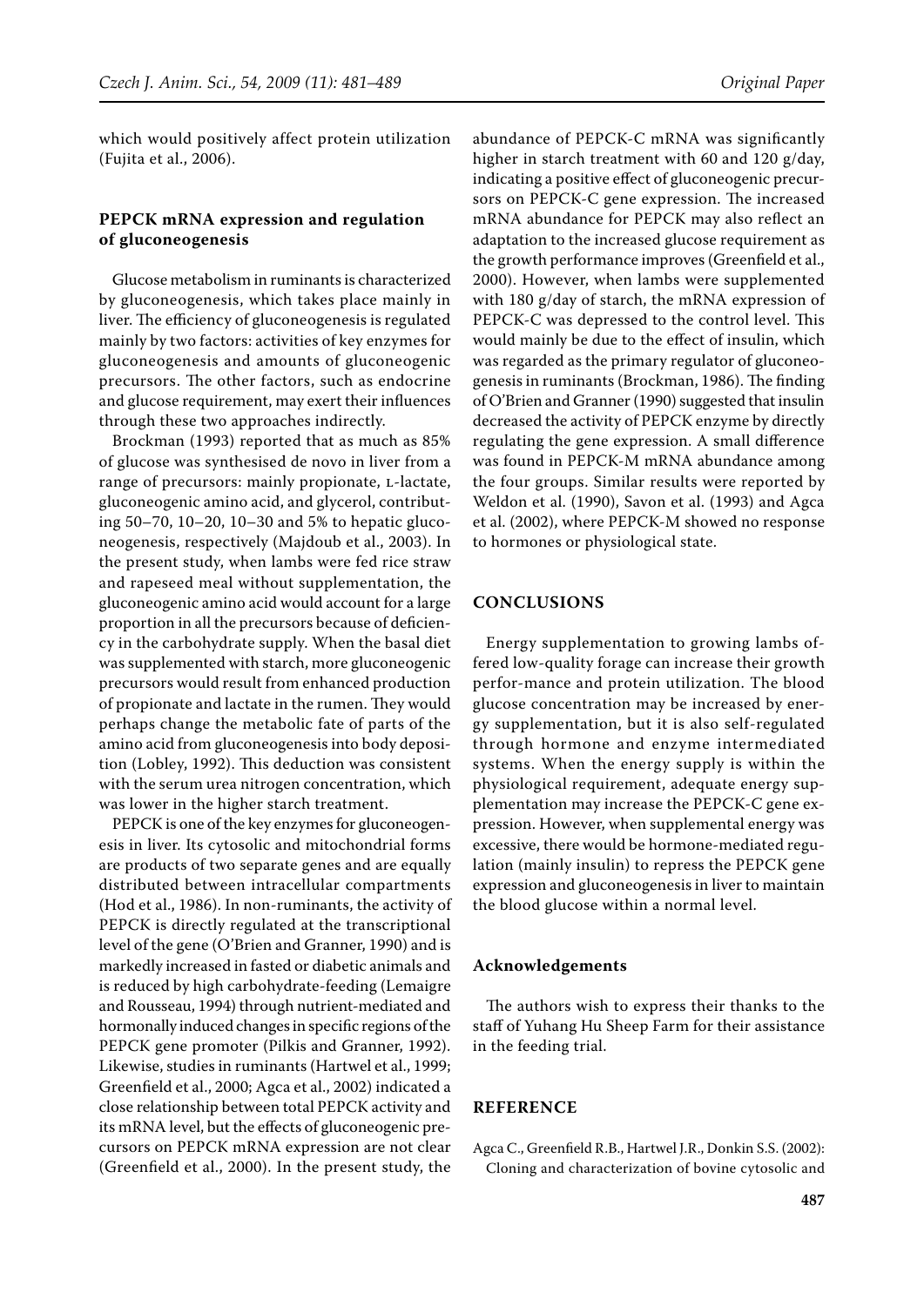which would positively affect protein utilization (Fujita et al., 2006).

### PEPCK mRNA expression and regulation of gluconeogenesis

Glucose metabolism in ruminants is characterized by gluconeogenesis, which takes place mainly in liver. The efficiency of gluconeogenesis is regulated mainly by two factors: activities of key enzymes for gluconeogenesis and amounts of gluconeogenic precursors. The other factors, such as endocrine and glucose requirement, may exert their influences through these two approaches indirectly.

Brockman (1993) reported that as much as 85% of glucose was synthesised de novo in liver from a range of precursors: mainly propionate, L-lactate, gluconeogenic amino acid, and glycerol, contributing 50–70, 10–20, 10–30 and 5% to hepatic gluconeogenesis, respectively (Majdoub et al., 2003). In the present study, when lambs were fed rice straw and rapeseed meal without supplementation, the gluconeogenic amino acid would account for a large proportion in all the precursors because of deficiency in the carbohydrate supply. When the basal diet was supplemented with starch, more gluconeogenic precursors would result from enhanced production of propionate and lactate in the rumen. They would perhaps change the metabolic fate of parts of the amino acid from gluconeogenesis into body deposition (Lobley, 1992). This deduction was consistent with the serum urea nitrogen concentration, which was lower in the higher starch treatment.

PEPCK is one of the key enzymes for gluconeogenesis in liver. Its cytosolic and mitochondrial forms are products of two separate genes and are equally distributed between intracellular compartments (Hod et al., 1986). In non-ruminants, the activity of PEPCK is directly regulated at the transcriptional level of the gene (O'Brien and Granner, 1990) and is markedly increased in fasted or diabetic animals and is reduced by high carbohydrate-feeding (Lemaigre and Rousseau, 1994) through nutrient-mediated and hormonally induced changes in specific regions of the PEPCK gene promoter (Pilkis and Granner, 1992). Likewise, studies in ruminants (Hartwel et al., 1999; Greenfield et al., 2000; Agca et al., 2002) indicated a close relationship between total PEPCK activity and its mRNA level, but the effects of gluconeogenic precursors on PEPCK mRNA expression are not clear (Greenfield et al., 2000). In the present study, the abundance of PEPCK-C mRNA was significantly higher in starch treatment with 60 and 120 g/day, indicating a positive effect of gluconeogenic precursors on PEPCK-C gene expression. The increased mRNA abundance for PEPCK may also reflect an adaptation to the increased glucose requirement as the growth performance improves (Greenfield et al., 2000). However, when lambs were supplemented with 180 g/day of starch, the mRNA expression of PEPCK-C was depressed to the control level. This would mainly be due to the effect of insulin, which was regarded as the primary regulator of gluconeogenesis in ruminants (Brockman, 1986). The finding of O'Brien and Granner (1990) suggested that insulin decreased the activity of PEPCK enzyme by directly regulating the gene expression. A small difference was found in PEPCK-M mRNA abundance among the four groups. Similar results were reported by Weldon et al. (1990), Savon et al. (1993) and Agca et al. (2002), where PEPCK-M showed no response to hormones or physiological state.

## CONCLUSIONS

Energy supplementation to growing lambs offered low-quality forage can increase their growth perfor-mance and protein utilization. The blood glucose concentration may be increased by energy supplementation, but it is also self-regulated through hormone and enzyme intermediated systems. When the energy supply is within the physiological requirement, adequate energy supplementation may increase the PEPCK-C gene expression. However, when supplemental energy was excessive, there would be hormone-mediated regulation (mainly insulin) to repress the PEPCK gene expression and gluconeogenesis in liver to maintain the blood glucose within a normal level.

### Acknowledgements

The authors wish to express their thanks to the staff of Yuhang Hu Sheep Farm for their assistance in the feeding trial.

## REFERENCE

Agca C., Greenfield R.B., Hartwel J.R., Donkin S.S. (2002): Cloning and characterization of bovine cytosolic and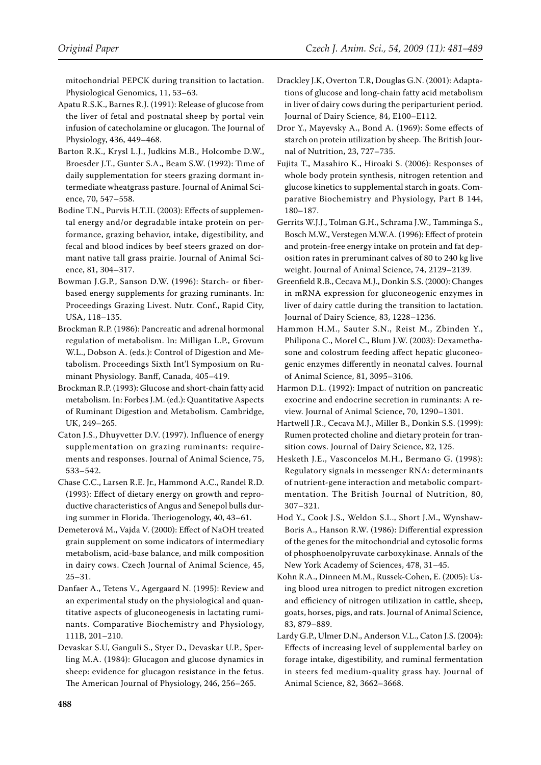mitochondrial PEPCK during transition to lactation. Physiological Genomics, 11, 53–63.

Apatu R.S.K., Barnes R.J. (1991): Release of glucose from the liver of fetal and postnatal sheep by portal vein infusion of catecholamine or glucagon. The Journal of Physiology, 436, 449–468.

Barton R.K., Krysl L.J., Judkins M.B., Holcombe D.W., Broesder J.T., Gunter S.A., Beam S.W. (1992): Time of daily supplementation for steers grazing dormant intermediate wheatgrass pasture. Journal of Animal Science, 70, 547–558.

Bodine T.N., Purvis H.T.II. (2003): Effects of supplemental energy and/or degradable intake protein on performance, grazing behavior, intake, digestibility, and fecal and blood indices by beef steers grazed on dormant native tall grass prairie. Journal of Animal Science, 81, 304–317.

Bowman J.G.P., Sanson D.W. (1996): Starch- or fiber-based energy supplements for grazing ruminants. In: Proceedings Grazing Livest. Nutr. Conf., Rapid City, USA, 118–135.

Brockman R.P. (1986): Pancreatic and adrenal hormonal regulation of metabolism. In: Milligan L.P., Grovum W.L., Dobson A. (eds.): Control of Digestion and Metabolism. Proceedings Sixth Int'l Symposium on Ruminant Physiology. Banff, Canada, 405–419.

Brockman R.P. (1993): Glucose and short-chain fatty acid metabolism. In: Forbes J.M. (ed.): Quantitative Aspects of Ruminant Digestion and Metabolism. Cambridge, UK, 249–265.

Caton J.S., Dhuyvetter D.V. (1997). Influence of energy supplementation on grazing ruminants: requirements and responses. Journal of Animal Science, 75, 533–542.

Chase C.C., Larsen R.E. Jr., Hammond A.C., Randel R.D. (1993): Effect of dietary energy on growth and reproductive characteristics of Angus and Senepol bulls during summer in Florida. Theriogenology, 40, 43–61.

Demeterová M., Vajda V. (2000): Effect of NaOH treated grain supplement on some indicators of intermediary metabolism, acid-base balance, and milk composition in dairy cows. Czech Journal of Animal Science, 45, 25–31.

Danfaer A., Tetens V., Agergaard N. (1995): Review and an experimental study on the physiological and quantitative aspects of gluconeogenesis in lactating ruminants. Comparative Biochemistry and Physiology, 111B, 201–210.

Devaskar S.U, Ganguli S., Styer D., Devaskar U.P., Sperling M.A. (1984): Glucagon and glucose dynamics in sheep: evidence for glucagon resistance in the fetus. The American Journal of Physiology, 246, 256–265.

Drackley J.K, Overton T.R, Douglas G.N. (2001): Adaptations of glucose and long-chain fatty acid metabolism in liver of dairy cows during the periparturient period. Journal of Dairy Science, 84, E100–E112.

Dror Y., Mayevsky A., Bond A. (1969): Some effects of starch on protein utilization by sheep. The British Journal of Nutrition, 23, 727–735.

Fujita T., Masahiro K., Hiroaki S. (2006): Responses of whole body protein synthesis, nitrogen retention and glucose kinetics to supplemental starch in goats. Comparative Biochemistry and Physiology, Part B 144, 180–187.

Gerrits W.J.J., Tolman G.H., Schrama J.W., Tamminga S., Bosch M.W., Verstegen M.W.A. (1996): Effect of protein and protein-free energy intake on protein and fat deposition rates in preruminant calves of 80 to 240 kg live weight. Journal of Animal Science, 74, 2129–2139.

Greenfield R.B., Cecava M.J., Donkin S.S. (2000): Changes in mRNA expression for gluconeogenic enzymes in liver of dairy cattle during the transition to lactation. Journal of Dairy Science, 83, 1228–1236.

Hammon H.M., Sauter S.N., Reist M., Zbinden Y., Philipona C., Morel C., Blum J.W. (2003): Dexamethasone and colostrum feeding affect hepatic gluconeogenic enzymes differently in neonatal calves. Journal of Animal Science, 81, 3095–3106.

Harmon D.L. (1992): Impact of nutrition on pancreatic exocrine and endocrine secretion in ruminants: A review. Journal of Animal Science, 70, 1290–1301.

Hartwell J.R., Cecava M.J., Miller B., Donkin S.S. (1999): Rumen protected choline and dietary protein for transition cows. Journal of Dairy Science, 82, 125.

Hesketh J.E., Vasconcelos M.H., Bermano G. (1998): Regulatory signals in messenger RNA: determinants of nutrient-gene interaction and metabolic compartmentation. The British Journal of Nutrition, 80, 307–321.

Hod Y., Cook J.S., Weldon S.L., Short J.M., Wynshaw-Boris A., Hanson R.W. (1986): Differential expression of the genes for the mitochondrial and cytosolic forms of phosphoenolpyruvate carboxykinase. Annals of the New York Academy of Sciences, 478, 31–45.

Kohn R.A., Dinneen M.M., Russek-Cohen, E. (2005): Using blood urea nitrogen to predict nitrogen excretion and efficiency of nitrogen utilization in cattle, sheep, goats, horses, pigs, and rats. Journal of Animal Science, 83, 879–889.

Lardy G.P., Ulmer D.N., Anderson V.L., Caton J.S. (2004): Effects of increasing level of supplemental barley on forage intake, digestibility, and ruminal fermentation in steers fed medium-quality grass hay. Journal of Animal Science, 82, 3662–3668.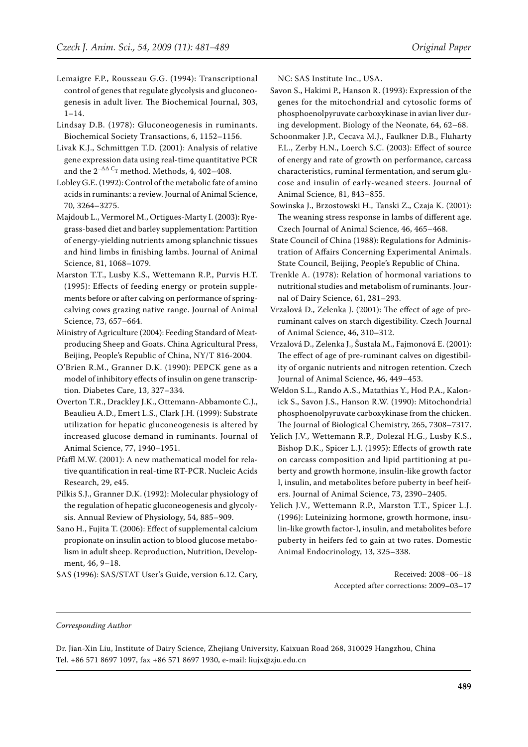Lemaigre F.P., Rousseau G.G. (1994): Transcriptional control of genes that regulate glycolysis and gluconeogenesis in adult liver. The Biochemical Journal, 303, 1–14.

Lindsay D.B. (1978): Gluconeogenesis in ruminants. Biochemical Society Transactions, 6, 1152–1156.

Livak K.J., Schmittgen T.D. (2001): Analysis of relative gene expression data using real-time quantitative PCR and the $2^{-\Delta\Delta C_T}$ method. Methods, 4, 402–408.

Lobley G.E. (1992): Control of the metabolic fate of amino acids in ruminants: a review. Journal of Animal Science, 70, 3264–3275.

Majdoub L., Vermorel M., Ortigues-Marty I. (2003): Ryegrass-based diet and barley supplementation: Partition of energy-yielding nutrients among splanchnic tissues and hind limbs in finishing lambs. Journal of Animal Science, 81, 1068–1079.

Marston T.T., Lusby K.S., Wettemann R.P., Purvis H.T. (1995): Effects of feeding energy or protein supplements before or after calving on performance of spring-calving cows grazing native range. Journal of Animal Science, 73, 657–664.

Ministry of Agriculture (2004): Feeding Standard of Meat-producing Sheep and Goats. China Agricultural Press, Beijing, People's Republic of China, NY/T 816-2004.

O'Brien R.M., Granner D.K. (1990): PEPCK gene as a model of inhibitory effects of insulin on gene transcription. Diabetes Care, 13, 327–334.

Overton T.R., Drackley J.K., Ottemann-Abbamonte C.J., Beaulieu A.D., Emert L.S., Clark J.H. (1999): Substrate utilization for hepatic gluconeogenesis is altered by increased glucose demand in ruminants. Journal of Animal Science, 77, 1940–1951.

Pfaffl M.W. (2001): A new mathematical model for relative quantification in real-time RT-PCR. Nucleic Acids Research, 29, e45.

Pilkis S.J., Granner D.K. (1992): Molecular physiology of the regulation of hepatic gluconeogenesis and glycolysis. Annual Review of Physiology, 54, 885–909.

Sano H., Fujita T. (2006): Effect of supplemental calcium propionate on insulin action to blood glucose metabolism in adult sheep. Reproduction, Nutrition, Development, 46, 9–18.

SAS (1996): SAS/STAT User's Guide, version 6.12. Cary, NC: SAS Institute Inc., USA.

Savon S., Hakimi P., Hanson R. (1993): Expression of the genes for the mitochondrial and cytosolic forms of phosphoenolpyruvate carboxykinase in avian liver during development. Biology of the Neonate, 64, 62–68.

Schoonmaker J.P., Cecava M.J., Faulkner D.B., Fluharty F.L., Zerby H.N., Loerch S.C. (2003): Effect of source of energy and rate of growth on performance, carcass characteristics, ruminal fermentation, and serum glucose and insulin of early-weaned steers. Journal of Animal Science, 81, 843–855.

Sowinska J., Brzostowski H., Tanski Z., Czaja K. (2001): The weaning stress response in lambs of different age. Czech Journal of Animal Science, 46, 465–468.

State Council of China (1988): Regulations for Administration of Affairs Concerning Experimental Animals. State Council, Beijing, People's Republic of China.

Trenkle A. (1978): Relation of hormonal variations to nutritional studies and metabolism of ruminants. Journal of Dairy Science, 61, 281–293.

Vrzalová D., Zelenka J. (2001): The effect of age of pre-ruminant calves on starch digestibility. Czech Journal of Animal Science, 46, 310–312.

Vrzalová D., Zelenka J., Šustala M., Fajmonová E. (2001): The effect of age of pre-ruminant calves on digestibility of organic nutrients and nitrogen retention. Czech Journal of Animal Science, 46, 449–453.

Weldon S.L., Rando A.S., Matathias Y., Hod P.A., Kalonick S., Savon J.S., Hanson R.W. (1990): Mitochondrial phosphoenolpyruvate carboxykinase from the chicken. The Journal of Biological Chemistry, 265, 7308–7317.

Yelich J.V., Wettemann R.P., Dolezal H.G., Lusby K.S., Bishop D.K., Spicer L.J. (1995): Effects of growth rate on carcass composition and lipid partitioning at puberty and growth hormone, insulin-like growth factor I, insulin, and metabolites before puberty in beef heifers. Journal of Animal Science, 73, 2390–2405.

Yelich J.V., Wettemann R.P., Marston T.T., Spicer L.J. (1996): Luteinizing hormone, growth hormone, insulin-like growth factor-I, insulin, and metabolites before puberty in heifers fed to gain at two rates. Domestic Animal Endocrinology, 13, 325–338.

Received: 2008–06–18
Accepted after corrections: 2009–03–17

*Corresponding Author*

Dr. Jian-Xin Liu, Institute of Dairy Science, Zhejiang University, Kaixuan Road 268, 310029 Hangzhou, China
Tel. +86 571 8697 1097, fax +86 571 8697 1930, e-mail: liujx@zju.edu.cn